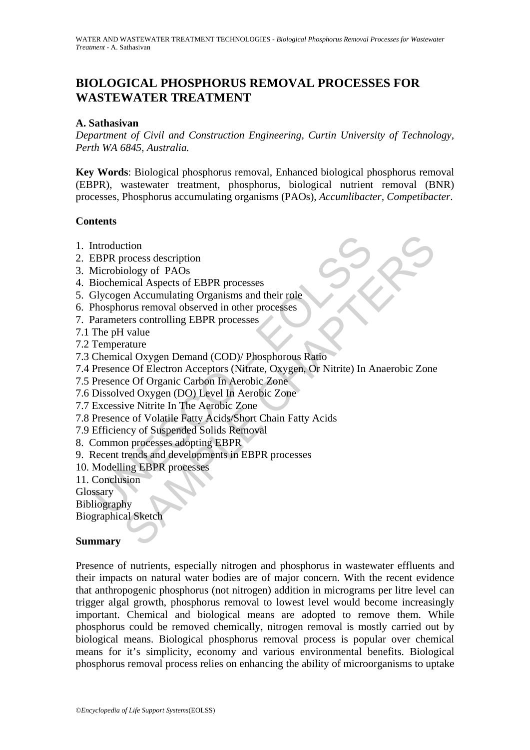# BIOLOGICAL PHOSPHORUS REMOVAL PROCESSES FOR WASTEWATER TREATMENT

**A. Sathasivan**

*Department of Civil and Construction Engineering, Curtin University of Technology, Perth WA 6845, Australia.*

**Key Words**: Biological phosphorus removal, Enhanced biological phosphorus removal (EBPR), wastewater treatment, phosphorus, biological nutrient removal (BNR) processes, Phosphorus accumulating organisms (PAOs), *Accumlibacter*, *Competibacter*.

## Contents

1. Introduction
2. EBPR process description
3. Microbiology of PAOs
4. Biochemical Aspects of EBPR processes
5. Glycogen Accumulating Organisms and their role
6. Phosphorus removal observed in other processes
7. Parameters controlling EBPR processes

7.1 The pH value
7.2 Temperature
7.3 Chemical Oxygen Demand (COD)/ Phosphorous Ratio
7.4 Presence Of Electron Acceptors (Nitrate, Oxygen, Or Nitrite) In Anaerobic Zone
7.5 Presence Of Organic Carbon In Aerobic Zone
7.6 Dissolved Oxygen (DO) Level In Aerobic Zone
7.7 Excessive Nitrite In The Aerobic Zone
7.8 Presence of Volatile Fatty Acids/Short Chain Fatty Acids
7.9 Efficiency of Suspended Solids Removal

8. Common processes adopting EBPR
9. Recent trends and developments in EBPR processes
10. Modelling EBPR processes
11. Conclusion

Glossary
Bibliography
Biographical Sketch

## Summary

Presence of nutrients, especially nitrogen and phosphorus in wastewater effluents and their impacts on natural water bodies are of major concern. With the recent evidence that anthropogenic phosphorus (not nitrogen) addition in micrograms per litre level can trigger algal growth, phosphorus removal to lowest level would become increasingly important. Chemical and biological means are adopted to remove them. While phosphorus could be removed chemically, nitrogen removal is mostly carried out by biological means. Biological phosphorus removal process is popular over chemical means for it's simplicity, economy and various environmental benefits. Biological phosphorus removal process relies on enhancing the ability of microorganisms to uptake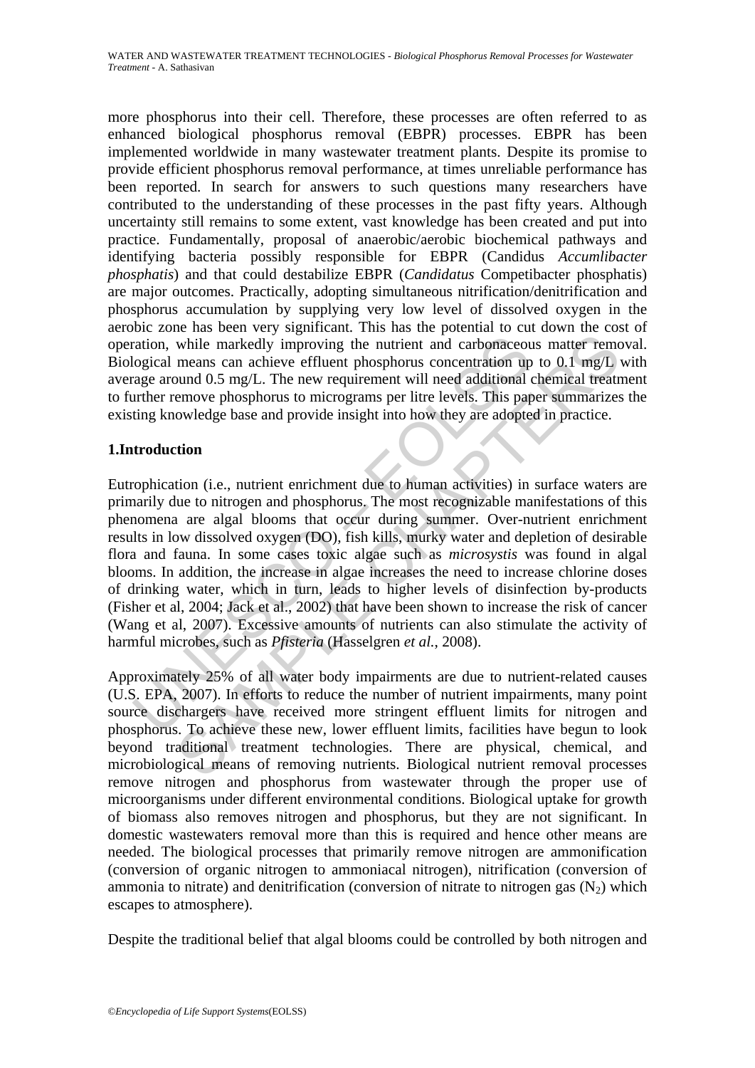more phosphorus into their cell. Therefore, these processes are often referred to as enhanced biological phosphorus removal (EBPR) processes. EBPR has been implemented worldwide in many wastewater treatment plants. Despite its promise to provide efficient phosphorus removal performance, at times unreliable performance has been reported. In search for answers to such questions many researchers have contributed to the understanding of these processes in the past fifty years. Although uncertainty still remains to some extent, vast knowledge has been created and put into practice. Fundamentally, proposal of anaerobic/aerobic biochemical pathways and identifying bacteria possibly responsible for EBPR (Candidus *Accumlibacter phosphatis*) and that could destabilize EBPR (*Candidatus* Competibacter phosphatis) are major outcomes. Practically, adopting simultaneous nitrification/denitrification and phosphorus accumulation by supplying very low level of dissolved oxygen in the aerobic zone has been very significant. This has the potential to cut down the cost of operation, while markedly improving the nutrient and carbonaceous matter removal. Biological means can achieve effluent phosphorus concentration up to 0.1 mg/L with average around 0.5 mg/L. The new requirement will need additional chemical treatment to further remove phosphorus to micrograms per litre levels. This paper summarizes the existing knowledge base and provide insight into how they are adopted in practice.

## 1.Introduction

Eutrophication (i.e., nutrient enrichment due to human activities) in surface waters are primarily due to nitrogen and phosphorus. The most recognizable manifestations of this phenomena are algal blooms that occur during summer. Over-nutrient enrichment results in low dissolved oxygen (DO), fish kills, murky water and depletion of desirable flora and fauna. In some cases toxic algae such as *microsystis* was found in algal blooms. In addition, the increase in algae increases the need to increase chlorine doses of drinking water, which in turn, leads to higher levels of disinfection by-products (Fisher et al, 2004; Jack et al., 2002) that have been shown to increase the risk of cancer (Wang et al, 2007). Excessive amounts of nutrients can also stimulate the activity of harmful microbes, such as *Pfisteria* (Hasselgren *et al.*, 2008).

Approximately 25% of all water body impairments are due to nutrient-related causes (U.S. EPA, 2007). In efforts to reduce the number of nutrient impairments, many point source dischargers have received more stringent effluent limits for nitrogen and phosphorus. To achieve these new, lower effluent limits, facilities have begun to look beyond traditional treatment technologies. There are physical, chemical, and microbiological means of removing nutrients. Biological nutrient removal processes remove nitrogen and phosphorus from wastewater through the proper use of microorganisms under different environmental conditions. Biological uptake for growth of biomass also removes nitrogen and phosphorus, but they are not significant. In domestic wastewaters removal more than this is required and hence other means are needed. The biological processes that primarily remove nitrogen are ammonification (conversion of organic nitrogen to ammoniacal nitrogen), nitrification (conversion of ammonia to nitrate) and denitrification (conversion of nitrate to nitrogen gas ($N_2$) which escapes to atmosphere).

Despite the traditional belief that algal blooms could be controlled by both nitrogen and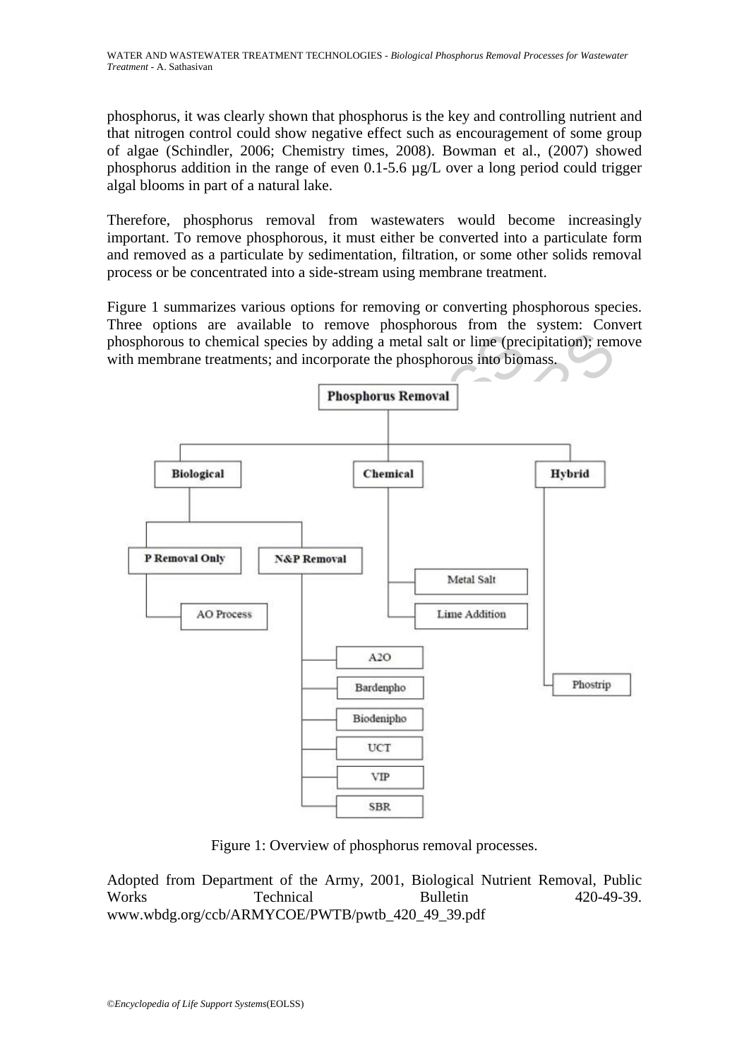phosphorus, it was clearly shown that phosphorus is the key and controlling nutrient and that nitrogen control could show negative effect such as encouragement of some group of algae (Schindler, 2006; Chemistry times, 2008). Bowman et al., (2007) showed phosphorus addition in the range of even 0.1-5.6 μg/L over a long period could trigger algal blooms in part of a natural lake.

Therefore, phosphorus removal from wastewaters would become increasingly important. To remove phosphorous, it must either be converted into a particulate form and removed as a particulate by sedimentation, filtration, or some other solids removal process or be concentrated into a side-stream using membrane treatment.

Figure 1 summarizes various options for removing or converting phosphorous species. Three options are available to remove phosphorous from the system: Convert phosphorous to chemical species by adding a metal salt or lime (precipitation); remove with membrane treatments; and incorporate the phosphorous into biomass.

- **Phosphorus Removal**
  - **Biological**
    - **P Removal Only**
      - AO Process
    - **N&P Removal**
      - A2O
      - Bardenpho
      - Biodenipho
      - UCT
      - VIP
      - SBR
  - **Chemical**
    - Metal Salt
    - Lime Addition
  - **Hybrid**
    - Phostrip

Figure 1: Overview of phosphorus removal processes.

Adopted from Department of the Army, 2001, Biological Nutrient Removal, Public Works Technical Bulletin 420-49-39. www.wbdg.org/ccb/ARMYCOE/PWTB/pwtb_420_49_39.pdf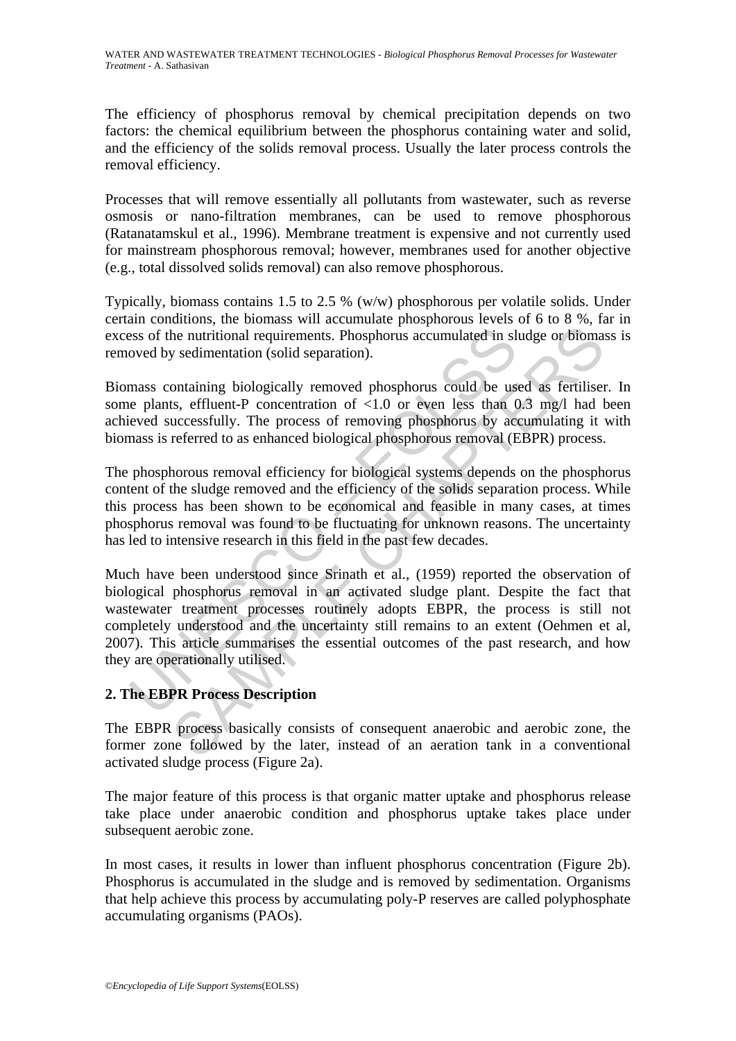The efficiency of phosphorus removal by chemical precipitation depends on two factors: the chemical equilibrium between the phosphorus containing water and solid, and the efficiency of the solids removal process. Usually the later process controls the removal efficiency.

Processes that will remove essentially all pollutants from wastewater, such as reverse osmosis or nano-filtration membranes, can be used to remove phosphorous (Ratanatamskul et al., 1996). Membrane treatment is expensive and not currently used for mainstream phosphorous removal; however, membranes used for another objective (e.g., total dissolved solids removal) can also remove phosphorous.

Typically, biomass contains 1.5 to 2.5 % (w/w) phosphorous per volatile solids. Under certain conditions, the biomass will accumulate phosphorous levels of 6 to 8 %, far in excess of the nutritional requirements. Phosphorus accumulated in sludge or biomass is removed by sedimentation (solid separation).

Biomass containing biologically removed phosphorus could be used as fertiliser. In some plants, effluent-P concentration of <1.0 or even less than 0.3 mg/l had been achieved successfully. The process of removing phosphorus by accumulating it with biomass is referred to as enhanced biological phosphorous removal (EBPR) process.

The phosphorous removal efficiency for biological systems depends on the phosphorus content of the sludge removed and the efficiency of the solids separation process. While this process has been shown to be economical and feasible in many cases, at times phosphorus removal was found to be fluctuating for unknown reasons. The uncertainty has led to intensive research in this field in the past few decades.

Much have been understood since Srinath et al., (1959) reported the observation of biological phosphorus removal in an activated sludge plant. Despite the fact that wastewater treatment processes routinely adopts EBPR, the process is still not completely understood and the uncertainty still remains to an extent (Oehmen et al, 2007). This article summarises the essential outcomes of the past research, and how they are operationally utilised.

## 2. The EBPR Process Description

The EBPR process basically consists of consequent anaerobic and aerobic zone, the former zone followed by the later, instead of an aeration tank in a conventional activated sludge process (Figure 2a).

The major feature of this process is that organic matter uptake and phosphorus release take place under anaerobic condition and phosphorus uptake takes place under subsequent aerobic zone.

In most cases, it results in lower than influent phosphorus concentration (Figure 2b). Phosphorus is accumulated in the sludge and is removed by sedimentation. Organisms that help achieve this process by accumulating poly-P reserves are called polyphosphate accumulating organisms (PAOs).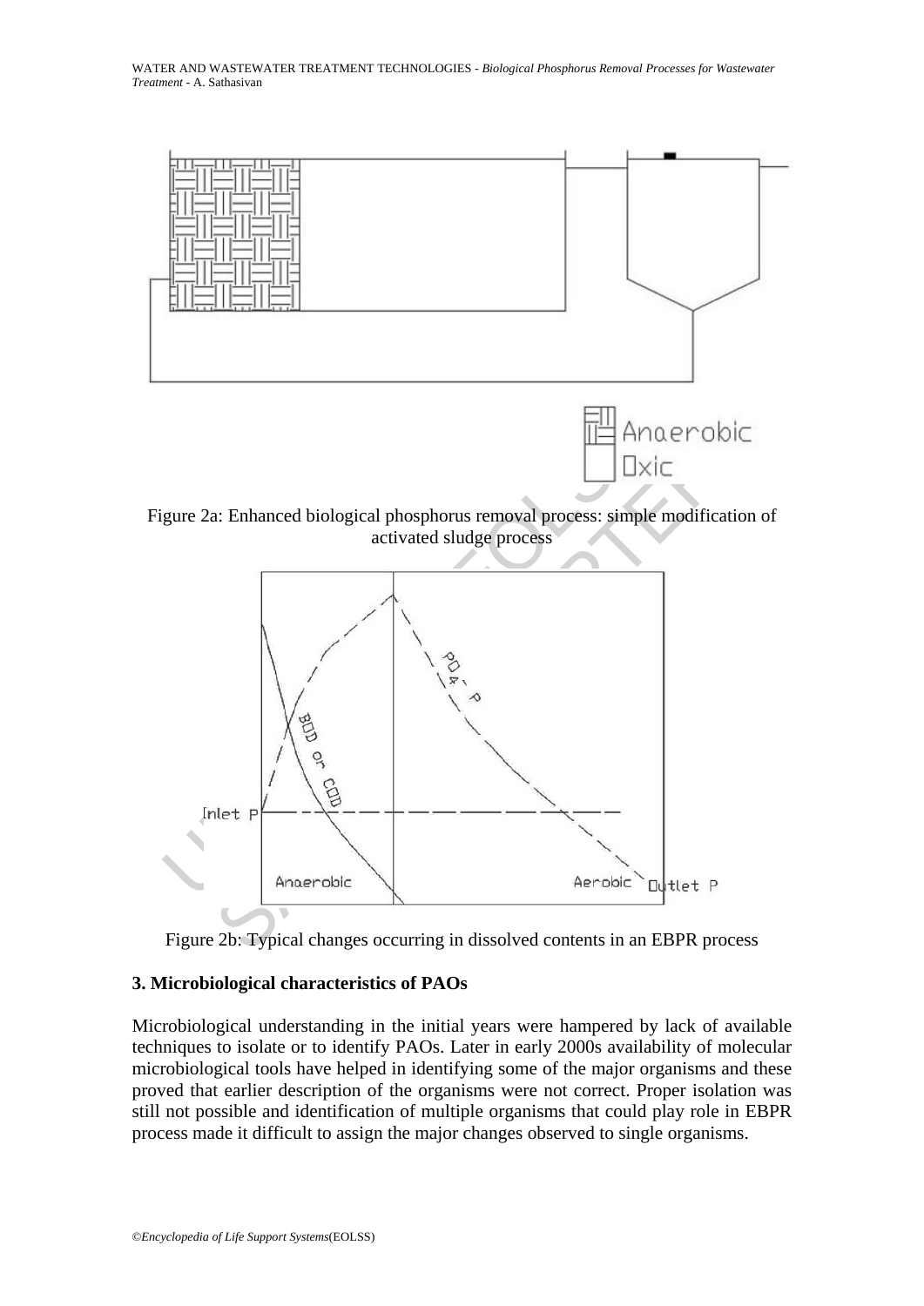Figure 2a: Enhanced biological phosphorus removal process: simple modification of activated sludge process

Figure 2b: Typical changes occurring in dissolved contents in an EBPR process

### 3. Microbiological characteristics of PAOs

Microbiological understanding in the initial years were hampered by lack of available techniques to isolate or to identify PAOs. Later in early 2000s availability of molecular microbiological tools have helped in identifying some of the major organisms and these proved that earlier description of the organisms were not correct. Proper isolation was still not possible and identification of multiple organisms that could play role in EBPR process made it difficult to assign the major changes observed to single organisms.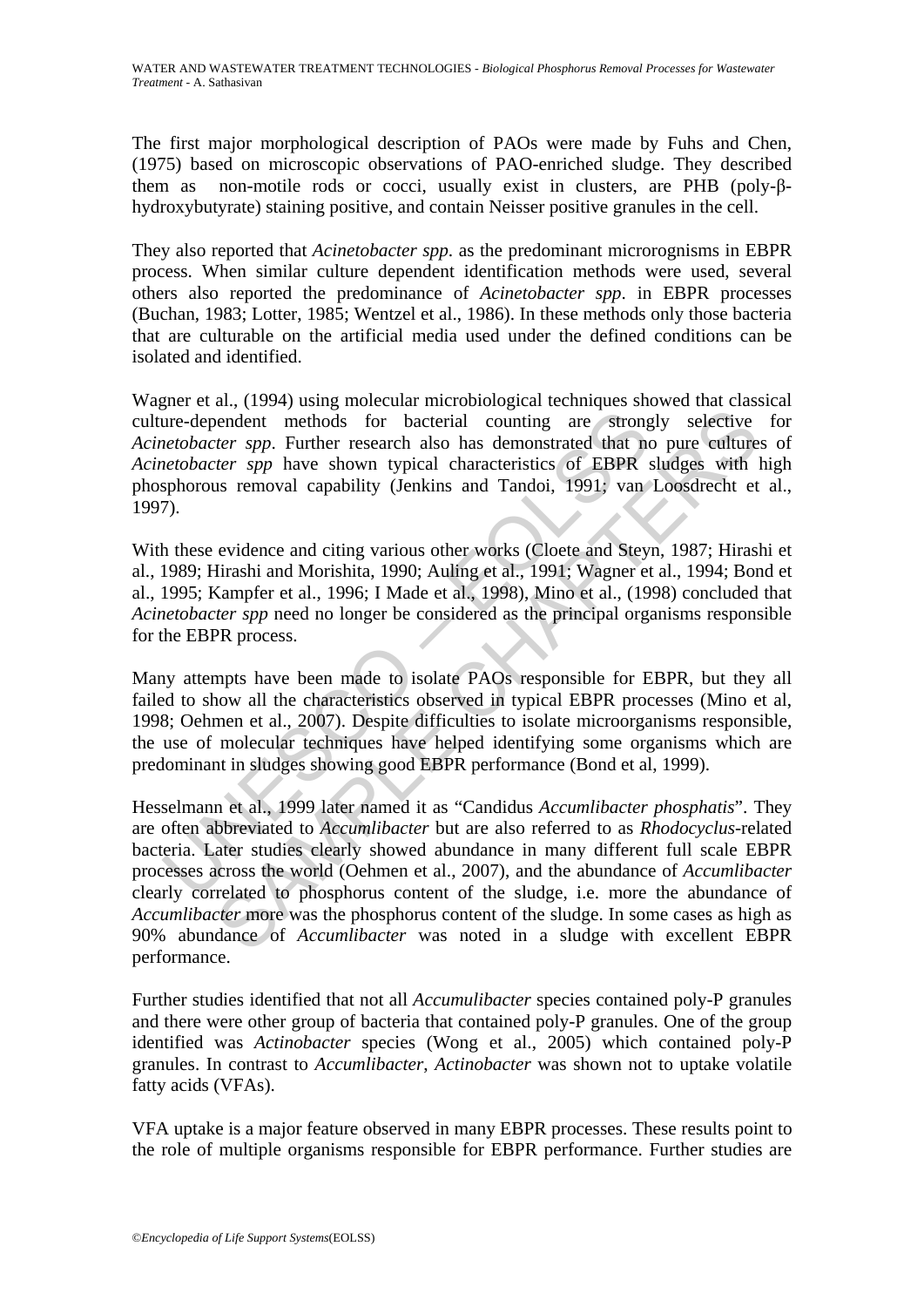The first major morphological description of PAOs were made by Fuhs and Chen, (1975) based on microscopic observations of PAO-enriched sludge. They described them as non-motile rods or cocci, usually exist in clusters, are PHB (poly-β-hydroxybutyrate) staining positive, and contain Neisser positive granules in the cell.

They also reported that *Acinetobacter spp*. as the predominant microrognisms in EBPR process. When similar culture dependent identification methods were used, several others also reported the predominance of *Acinetobacter spp*. in EBPR processes (Buchan, 1983; Lotter, 1985; Wentzel et al., 1986). In these methods only those bacteria that are culturable on the artificial media used under the defined conditions can be isolated and identified.

Wagner et al., (1994) using molecular microbiological techniques showed that classical culture-dependent methods for bacterial counting are strongly selective for *Acinetobacter spp*. Further research also has demonstrated that no pure cultures of *Acinetobacter spp* have shown typical characteristics of EBPR sludges with high phosphorous removal capability (Jenkins and Tandoi, 1991; van Loosdrecht et al., 1997).

With these evidence and citing various other works (Cloete and Steyn, 1987; Hirashi et al., 1989; Hirashi and Morishita, 1990; Auling et al., 1991; Wagner et al., 1994; Bond et al., 1995; Kampfer et al., 1996; I Made et al., 1998), Mino et al., (1998) concluded that *Acinetobacter spp* need no longer be considered as the principal organisms responsible for the EBPR process.

Many attempts have been made to isolate PAOs responsible for EBPR, but they all failed to show all the characteristics observed in typical EBPR processes (Mino et al, 1998; Oehmen et al., 2007). Despite difficulties to isolate microorganisms responsible, the use of molecular techniques have helped identifying some organisms which are predominant in sludges showing good EBPR performance (Bond et al, 1999).

Hesselmann et al., 1999 later named it as "Candidus *Accumlibacter phosphatis*". They are often abbreviated to *Accumlibacter* but are also referred to as *Rhodocyclus*-related bacteria. Later studies clearly showed abundance in many different full scale EBPR processes across the world (Oehmen et al., 2007), and the abundance of *Accumlibacter* clearly correlated to phosphorus content of the sludge, i.e. more the abundance of *Accumlibacter* more was the phosphorus content of the sludge. In some cases as high as 90% abundance of *Accumlibacter* was noted in a sludge with excellent EBPR performance.

Further studies identified that not all *Accumulibacter* species contained poly-P granules and there were other group of bacteria that contained poly-P granules. One of the group identified was *Actinobacter* species (Wong et al., 2005) which contained poly-P granules. In contrast to *Accumlibacter*, *Actinobacter* was shown not to uptake volatile fatty acids (VFAs).

VFA uptake is a major feature observed in many EBPR processes. These results point to the role of multiple organisms responsible for EBPR performance. Further studies are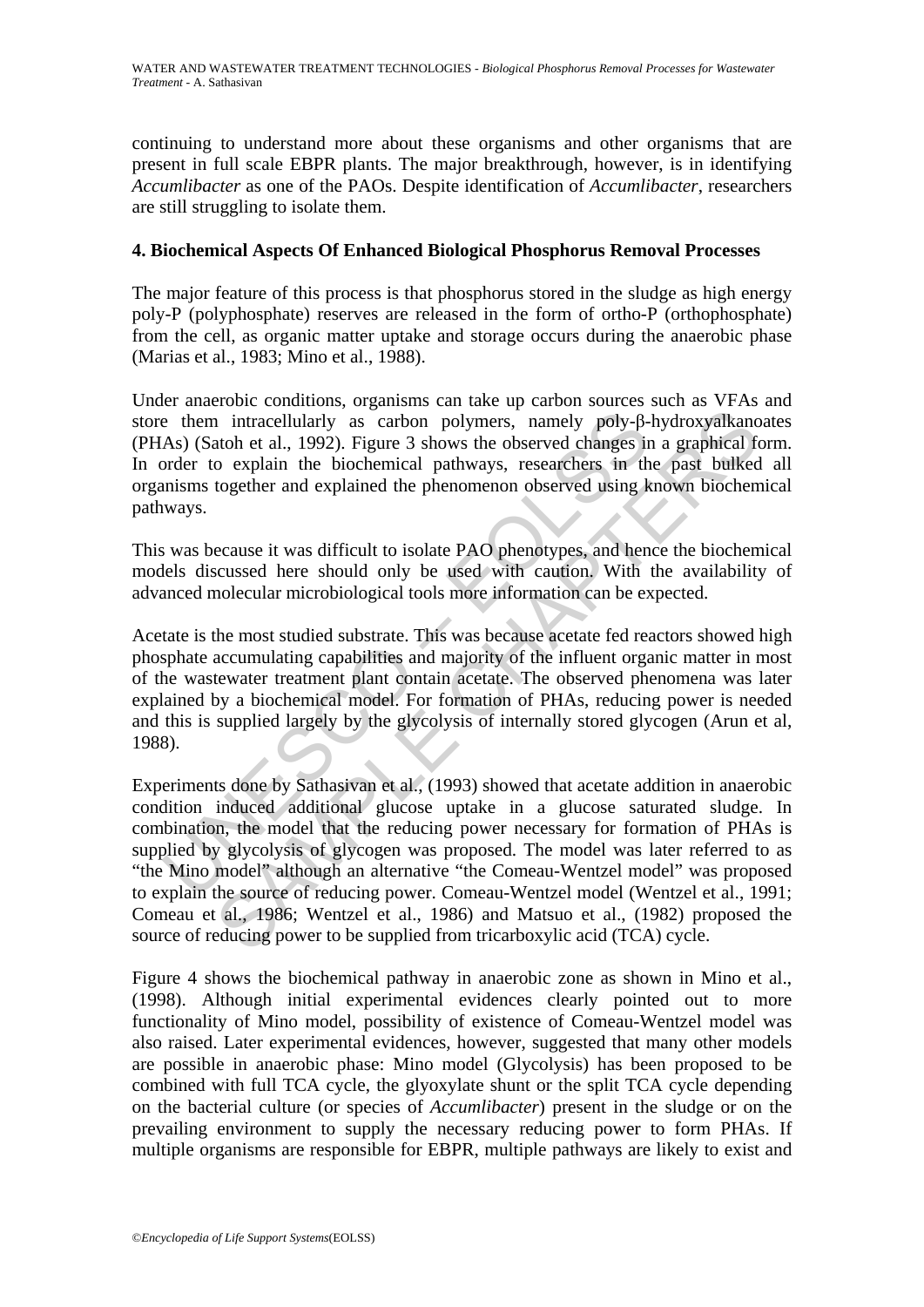continuing to understand more about these organisms and other organisms that are present in full scale EBPR plants. The major breakthrough, however, is in identifying *Accumlibacter* as one of the PAOs. Despite identification of *Accumlibacter*, researchers are still struggling to isolate them.

## 4. Biochemical Aspects Of Enhanced Biological Phosphorus Removal Processes

The major feature of this process is that phosphorus stored in the sludge as high energy poly-P (polyphosphate) reserves are released in the form of ortho-P (orthophosphate) from the cell, as organic matter uptake and storage occurs during the anaerobic phase (Marias et al., 1983; Mino et al., 1988).

Under anaerobic conditions, organisms can take up carbon sources such as VFAs and store them intracellularly as carbon polymers, namely poly-β-hydroxyalkanoates (PHAs) (Satoh et al., 1992). Figure 3 shows the observed changes in a graphical form. In order to explain the biochemical pathways, researchers in the past bulked all organisms together and explained the phenomenon observed using known biochemical pathways.

This was because it was difficult to isolate PAO phenotypes, and hence the biochemical models discussed here should only be used with caution. With the availability of advanced molecular microbiological tools more information can be expected.

Acetate is the most studied substrate. This was because acetate fed reactors showed high phosphate accumulating capabilities and majority of the influent organic matter in most of the wastewater treatment plant contain acetate. The observed phenomena was later explained by a biochemical model. For formation of PHAs, reducing power is needed and this is supplied largely by the glycolysis of internally stored glycogen (Arun et al, 1988).

Experiments done by Sathasivan et al., (1993) showed that acetate addition in anaerobic condition induced additional glucose uptake in a glucose saturated sludge. In combination, the model that the reducing power necessary for formation of PHAs is supplied by glycolysis of glycogen was proposed. The model was later referred to as "the Mino model" although an alternative "the Comeau-Wentzel model" was proposed to explain the source of reducing power. Comeau-Wentzel model (Wentzel et al., 1991; Comeau et al., 1986; Wentzel et al., 1986) and Matsuo et al., (1982) proposed the source of reducing power to be supplied from tricarboxylic acid (TCA) cycle.

Figure 4 shows the biochemical pathway in anaerobic zone as shown in Mino et al., (1998). Although initial experimental evidences clearly pointed out to more functionality of Mino model, possibility of existence of Comeau-Wentzel model was also raised. Later experimental evidences, however, suggested that many other models are possible in anaerobic phase: Mino model (Glycolysis) has been proposed to be combined with full TCA cycle, the glyoxylate shunt or the split TCA cycle depending on the bacterial culture (or species of *Accumlibacter*) present in the sludge or on the prevailing environment to supply the necessary reducing power to form PHAs. If multiple organisms are responsible for EBPR, multiple pathways are likely to exist and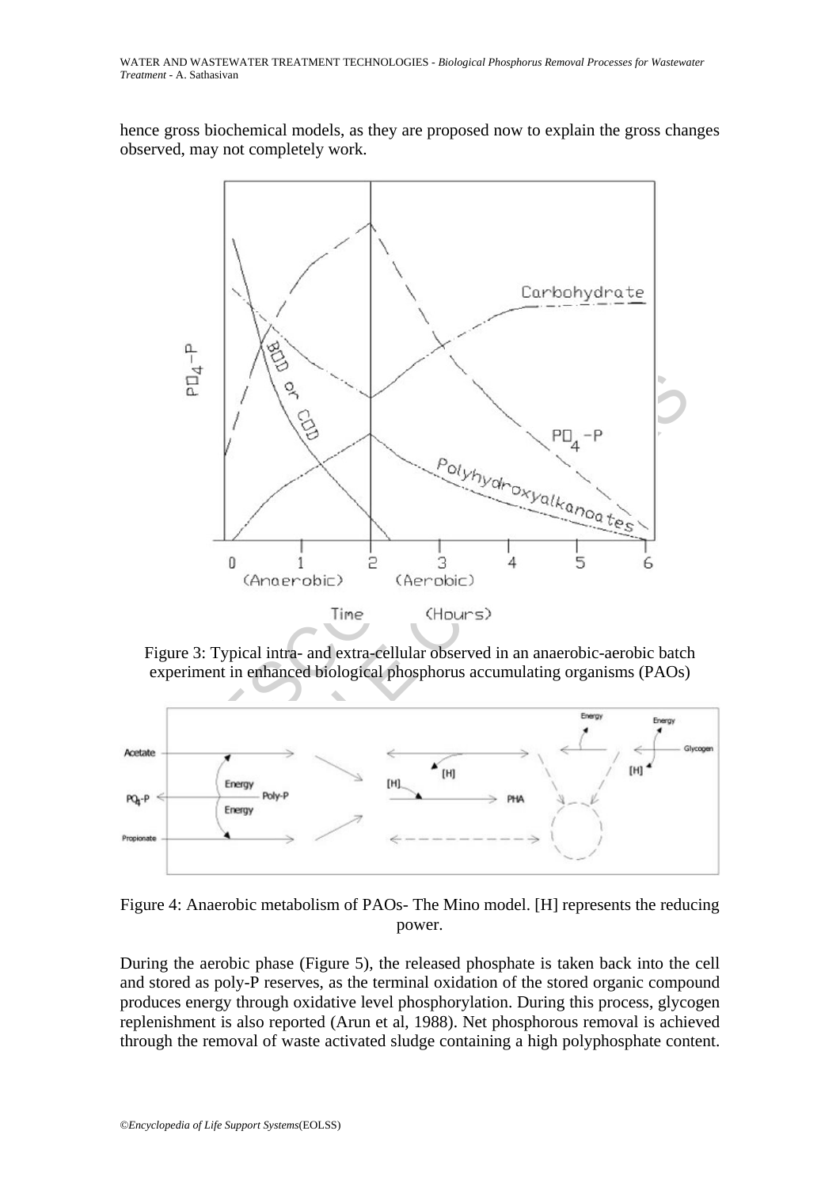hence gross biochemical models, as they are proposed now to explain the gross changes observed, may not completely work.

Figure 3: Typical intra- and extra-cellular observed in an anaerobic-aerobic batch experiment in enhanced biological phosphorus accumulating organisms (PAOs)

Figure 4: Anaerobic metabolism of PAOs- The Mino model. [H] represents the reducing power.

During the aerobic phase (Figure 5), the released phosphate is taken back into the cell and stored as poly-P reserves, as the terminal oxidation of the stored organic compound produces energy through oxidative level phosphorylation. During this process, glycogen replenishment is also reported (Arun et al, 1988). Net phosphorous removal is achieved through the removal of waste activated sludge containing a high polyphosphate content.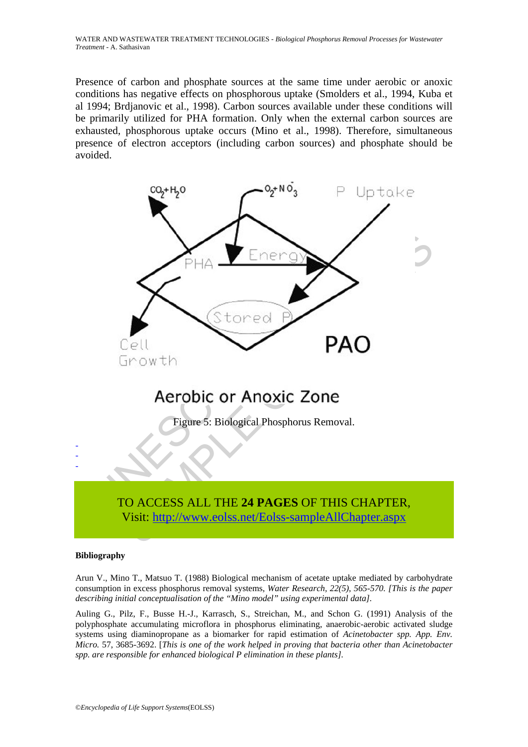Presence of carbon and phosphate sources at the same time under aerobic or anoxic conditions has negative effects on phosphorous uptake (Smolders et al., 1994, Kuba et al 1994; Brdjanovic et al., 1998). Carbon sources available under these conditions will be primarily utilized for PHA formation. Only when the external carbon sources are exhausted, phosphorous uptake occurs (Mino et al., 1998). Therefore, simultaneous presence of electron acceptors (including carbon sources) and phosphate should be avoided.

Figure 5: Biological Phosphorus Removal.

TO ACCESS ALL THE **24 PAGES** OF THIS CHAPTER,
Visit: [http://www.eolss.net/Eolss-sampleAllChapter.aspx](http://www.eolss.net/Eolss-sampleAllChapter.aspx)

**Bibliography**

Arun V., Mino T., Matsuo T. (1988) Biological mechanism of acetate uptake mediated by carbohydrate consumption in excess phosphorus removal systems, *Water Research, 22(5), 565-570. [This is the paper describing initial conceptualisation of the "Mino model" using experimental data].*

Auling G., Pilz, F., Busse H.-J., Karrasch, S., Streichan, M., and Schon G. (1991) Analysis of the polyphosphate accumulating microflora in phosphorus eliminating, anaerobic-aerobic activated sludge systems using diaminopropane as a biomarker for rapid estimation of *Acinetobacter spp. App. Env. Micro.* 57, 3685-3692. [*This is one of the work helped in proving that bacteria other than Acinetobacter spp. are responsible for enhanced biological P elimination in these plants].*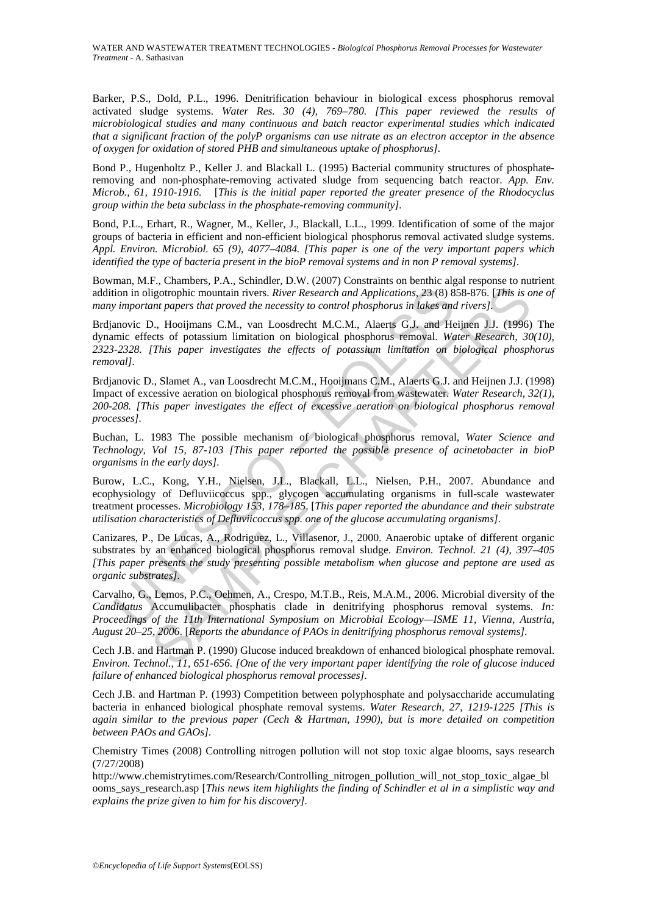Barker, P.S., Dold, P.L., 1996. Denitrification behaviour in biological excess phosphorus removal activated sludge systems. *Water Res. 30 (4), 769–780. [This paper reviewed the results of microbiological studies and many continuous and batch reactor experimental studies which indicated that a significant fraction of the polyP organisms can use nitrate as an electron acceptor in the absence of oxygen for oxidation of stored PHB and simultaneous uptake of phosphorus].*

Bond P., Hugenholtz P., Keller J. and Blackall L. (1995) Bacterial community structures of phosphate-removing and non-phosphate-removing activated sludge from sequencing batch reactor. *App. Env. Microb., 61, 1910-1916.* [*This is the initial paper reported the greater presence of the Rhodocyclus group within the beta subclass in the phosphate-removing community]*.

Bond, P.L., Erhart, R., Wagner, M., Keller, J., Blackall, L.L., 1999. Identification of some of the major groups of bacteria in efficient and non-efficient biological phosphorus removal activated sludge systems. *Appl. Environ. Microbiol. 65 (9), 4077–4084. [This paper is one of the very important papers which identified the type of bacteria present in the bioP removal systems and in non P removal systems].*

Bowman, M.F., Chambers, P.A., Schindler, D.W. (2007) Constraints on benthic algal response to nutrient addition in oligotrophic mountain rivers. *River Research and Applications*, 23 (8) 858-876. [*This is one of many important papers that proved the necessity to control phosphorus in lakes and rivers].*

Brdjanovic D., Hooijmans C.M., van Loosdrecht M.C.M., Alaerts G.J. and Heijnen J.J. (1996) The dynamic effects of potassium limitation on biological phosphorus removal. *Water Research, 30(10), 2323-2328. [This paper investigates the effects of potassium limitation on biological phosphorus removal].*

Brdjanovic D., Slamet A., van Loosdrecht M.C.M., Hooijmans C.M., Alaerts G.J. and Heijnen J.J. (1998) Impact of excessive aeration on biological phosphorus removal from wastewater. *Water Research, 32(1), 200-208. [This paper investigates the effect of excessive aeration on biological phosphorus removal processes].*

Buchan, L. 1983 The possible mechanism of biological phosphorus removal, *Water Science and Technology, Vol 15, 87-103 [This paper reported the possible presence of acinetobacter in bioP organisms in the early days].*

Burow, L.C., Kong, Y.H., Nielsen, J.L., Blackall, L.L., Nielsen, P.H., 2007. Abundance and ecophysiology of Defluviicoccus spp., glycogen accumulating organisms in full-scale wastewater treatment processes. *Microbiology 153, 178–185.* [*This paper reported the abundance and their substrate utilisation characteristics of Defluviicoccus spp. one of the glucose accumulating organisms].*

Canizares, P., De Lucas, A., Rodriguez, L., Villasenor, J., 2000. Anaerobic uptake of different organic substrates by an enhanced biological phosphorus removal sludge. *Environ. Technol. 21 (4), 397–405 [This paper presents the study presenting possible metabolism when glucose and peptone are used as organic substrates].*

Carvalho, G., Lemos, P.C., Oehmen, A., Crespo, M.T.B., Reis, M.A.M., 2006. Microbial diversity of the *Candidatus* Accumulibacter phosphatis clade in denitrifying phosphorus removal systems. *In: Proceedings of the 11th International Symposium on Microbial Ecology—ISME 11, Vienna, Austria, August 20–25, 2006*. [*Reports the abundance of PAOs in denitrifying phosphorus removal systems].*

Cech J.B. and Hartman P. (1990) Glucose induced breakdown of enhanced biological phosphate removal. *Environ. Technol., 11, 651-656. [One of the very important paper identifying the role of glucose induced failure of enhanced biological phosphorus removal processes].*

Cech J.B. and Hartman P. (1993) Competition between polyphosphate and polysaccharide accumulating bacteria in enhanced biological phosphate removal systems. *Water Research, 27, 1219-1225 [This is again similar to the previous paper (Cech & Hartman, 1990), but is more detailed on competition between PAOs and GAOs].*

Chemistry Times (2008) Controlling nitrogen pollution will not stop toxic algae blooms, says research (7/27/2008)
http://www.chemistrytimes.com/Research/Controlling_nitrogen_pollution_will_not_stop_toxic_algae_blooms_says_research.asp [*This news item highlights the finding of Schindler et al in a simplistic way and explains the prize given to him for his discovery].*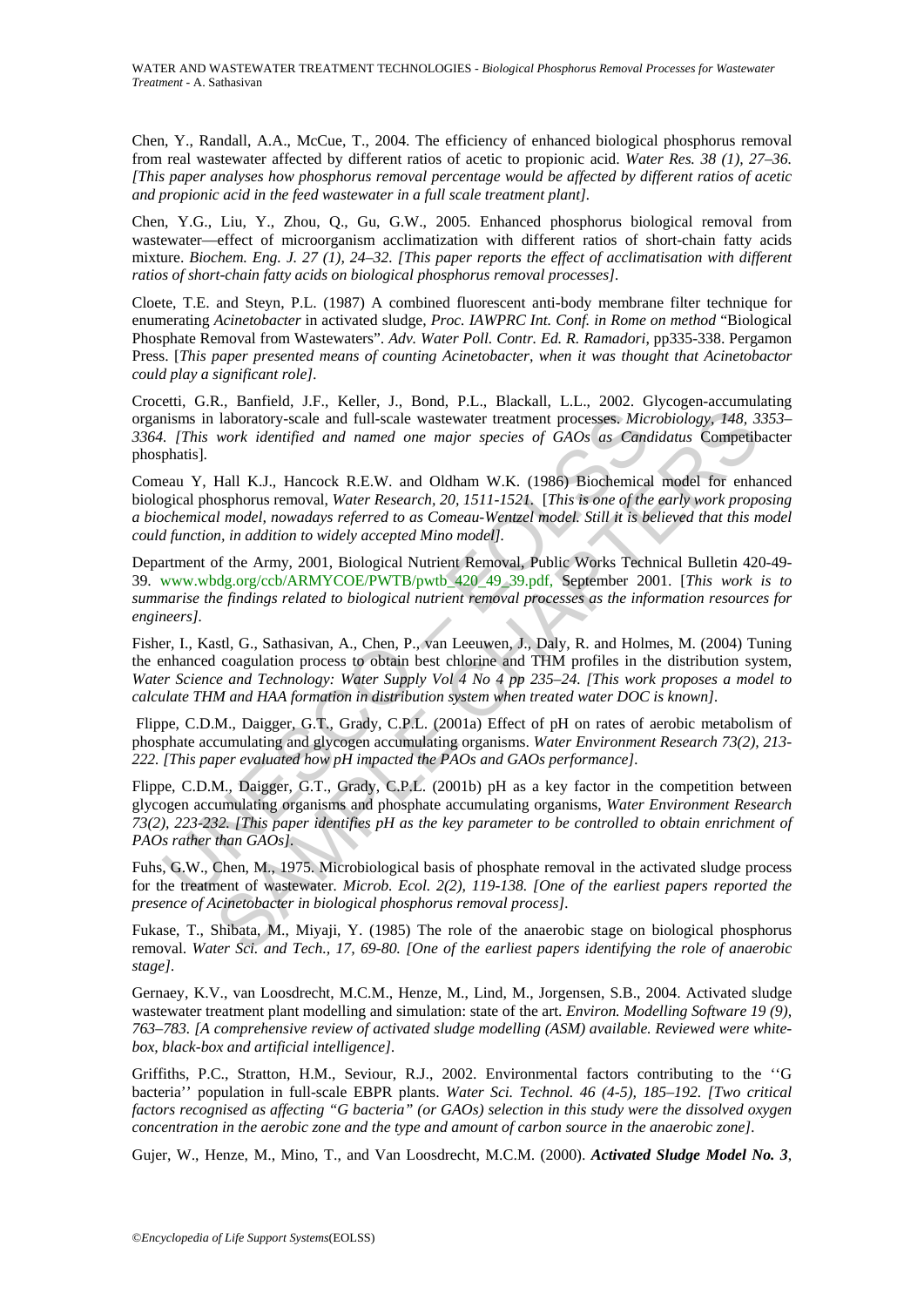Chen, Y., Randall, A.A., McCue, T., 2004. The efficiency of enhanced biological phosphorus removal from real wastewater affected by different ratios of acetic to propionic acid. *Water Res. 38 (1), 27–36. [This paper analyses how phosphorus removal percentage would be affected by different ratios of acetic and propionic acid in the feed wastewater in a full scale treatment plant].*

Chen, Y.G., Liu, Y., Zhou, Q., Gu, G.W., 2005. Enhanced phosphorus biological removal from wastewater—effect of microorganism acclimatization with different ratios of short-chain fatty acids mixture. *Biochem. Eng. J. 27 (1), 24–32. [This paper reports the effect of acclimatisation with different ratios of short-chain fatty acids on biological phosphorus removal processes].*

Cloete, T.E. and Steyn, P.L. (1987) A combined fluorescent anti-body membrane filter technique for enumerating *Acinetobacter* in activated sludge, *Proc. IAWPRC Int. Conf. in Rome on method* "Biological Phosphate Removal from Wastewaters". *Adv. Water Poll. Contr. Ed. R. Ramadori*, pp335-338. Pergamon Press. [*This paper presented means of counting Acinetobacter, when it was thought that Acinetobactor could play a significant role].*

Crocetti, G.R., Banfield, J.F., Keller, J., Bond, P.L., Blackall, L.L., 2002. Glycogen-accumulating organisms in laboratory-scale and full-scale wastewater treatment processes. *Microbiology, 148, 3353–3364. [This work identified and named one major species of GAOs as Candidatus* Competibacter phosphatis].

Comeau Y, Hall K.J., Hancock R.E.W. and Oldham W.K. (1986) Biochemical model for enhanced biological phosphorus removal, *Water Research, 20, 1511-1521.* [*This is one of the early work proposing a biochemical model, nowadays referred to as Comeau-Wentzel model. Still it is believed that this model could function, in addition to widely accepted Mino model].*

Department of the Army, 2001, Biological Nutrient Removal, Public Works Technical Bulletin 420-49-39. www.wbdg.org/ccb/ARMYCOE/PWTB/pwtb_420_49_39.pdf, September 2001. [*This work is to summarise the findings related to biological nutrient removal processes as the information resources for engineers].*

Fisher, I., Kastl, G., Sathasivan, A., Chen, P., van Leeuwen, J., Daly, R. and Holmes, M. (2004) Tuning the enhanced coagulation process to obtain best chlorine and THM profiles in the distribution system, *Water Science and Technology: Water Supply Vol 4 No 4 pp 235–24. [This work proposes a model to calculate THM and HAA formation in distribution system when treated water DOC is known].*

Flippe, C.D.M., Daigger, G.T., Grady, C.P.L. (2001a) Effect of pH on rates of aerobic metabolism of phosphate accumulating and glycogen accumulating organisms. *Water Environment Research 73(2), 213-222. [This paper evaluated how pH impacted the PAOs and GAOs performance].*

Flippe, C.D.M., Daigger, G.T., Grady, C.P.L. (2001b) pH as a key factor in the competition between glycogen accumulating organisms and phosphate accumulating organisms, *Water Environment Research 73(2), 223-232. [This paper identifies pH as the key parameter to be controlled to obtain enrichment of PAOs rather than GAOs].*

Fuhs, G.W., Chen, M., 1975. Microbiological basis of phosphate removal in the activated sludge process for the treatment of wastewater. *Microb. Ecol. 2(2), 119-138. [One of the earliest papers reported the presence of Acinetobacter in biological phosphorus removal process].*

Fukase, T., Shibata, M., Miyaji, Y. (1985) The role of the anaerobic stage on biological phosphorus removal. *Water Sci. and Tech., 17, 69-80. [One of the earliest papers identifying the role of anaerobic stage].*

Gernaey, K.V., van Loosdrecht, M.C.M., Henze, M., Lind, M., Jorgensen, S.B., 2004. Activated sludge wastewater treatment plant modelling and simulation: state of the art. *Environ. Modelling Software 19 (9), 763–783. [A comprehensive review of activated sludge modelling (ASM) available. Reviewed were white-box, black-box and artificial intelligence].*

Griffiths, P.C., Stratton, H.M., Seviour, R.J., 2002. Environmental factors contributing to the ''G bacteria'' population in full-scale EBPR plants. *Water Sci. Technol. 46 (4-5), 185–192. [Two critical factors recognised as affecting "G bacteria" (or GAOs) selection in this study were the dissolved oxygen concentration in the aerobic zone and the type and amount of carbon source in the anaerobic zone].*

Gujer, W., Henze, M., Mino, T., and Van Loosdrecht, M.C.M. (2000). ***Activated Sludge Model No. 3***,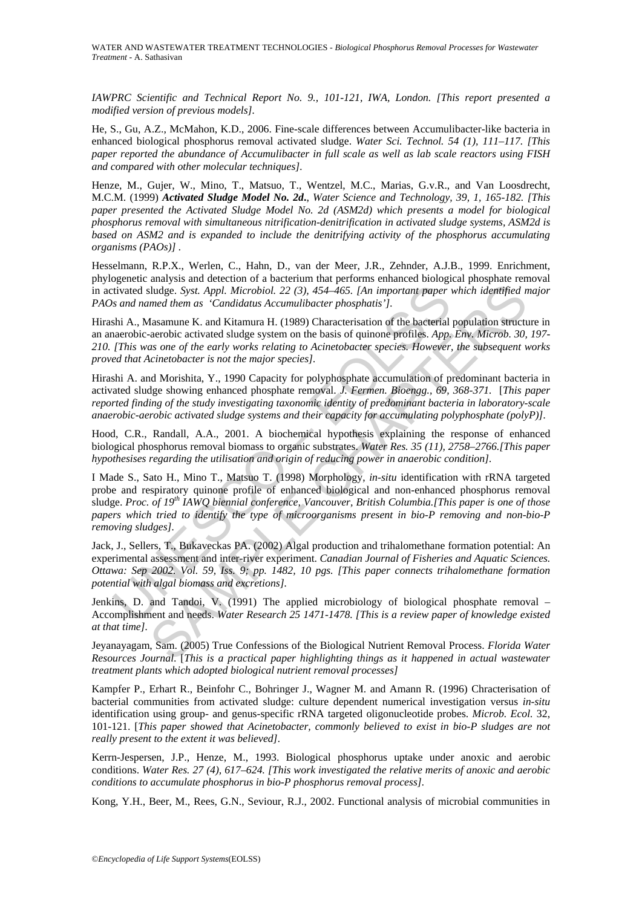*IAWPRC Scientific and Technical Report No. 9., 101-121, IWA, London. [This report presented a modified version of previous models].*

He, S., Gu, A.Z., McMahon, K.D., 2006. Fine-scale differences between Accumulibacter-like bacteria in enhanced biological phosphorus removal activated sludge. *Water Sci. Technol. 54 (1), 111–117. [This paper reported the abundance of Accumulibacter in full scale as well as lab scale reactors using FISH and compared with other molecular techniques].*

Henze, M., Gujer, W., Mino, T., Matsuo, T., Wentzel, M.C., Marias, G.v.R., and Van Loosdrecht, M.C.M. (1999) ***Activated Sludge Model No. 2d.**, Water Science and Technology, 39, 1, 165-182. [This paper presented the Activated Sludge Model No. 2d (ASM2d) which presents a model for biological phosphorus removal with simultaneous nitrification-denitrification in activated sludge systems, ASM2d is based on ASM2 and is expanded to include the denitrifying activity of the phosphorus accumulating organisms (PAOs)]* .

Hesselmann, R.P.X., Werlen, C., Hahn, D., van der Meer, J.R., Zehnder, A.J.B., 1999. Enrichment, phylogenetic analysis and detection of a bacterium that performs enhanced biological phosphate removal in activated sludge. *Syst. Appl. Microbiol. 22 (3), 454–465. [An important paper which identified major PAOs and named them as 'Candidatus Accumulibacter phosphatis'].*

Hirashi A., Masamune K. and Kitamura H. (1989) Characterisation of the bacterial population structure in an anaerobic-aerobic activated sludge system on the basis of quinone profiles. *App. Env. Microb. 30, 197-210. [This was one of the early works relating to Acinetobacter species. However, the subsequent works proved that Acinetobacter is not the major species].*

Hirashi A. and Morishita, Y., 1990 Capacity for polyphosphate accumulation of predominant bacteria in activated sludge showing enhanced phosphate removal. *J. Fermen. Bioengg., 69, 368-371.* [*This paper reported finding of the study investigating taxonomic identity of predominant bacteria in laboratory-scale anaerobic-aerobic activated sludge systems and their capacity for accumulating polyphosphate (polyP)].*

Hood, C.R., Randall, A.A., 2001. A biochemical hypothesis explaining the response of enhanced biological phosphorus removal biomass to organic substrates. *Water Res. 35 (11), 2758–2766.[This paper hypothesises regarding the utilisation and origin of reducing power in anaerobic condition].*

I Made S., Sato H., Mino T., Matsuo T. (1998) Morphology, *in-situ* identification with rRNA targeted probe and respiratory quinone profile of enhanced biological and non-enhanced phosphorus removal sludge. *Proc. of 19th IAWQ biennial conference, Vancouver, British Columbia.[This paper is one of those papers which tried to identify the type of microorganisms present in bio-P removing and non-bio-P removing sludges].*

Jack, J., Sellers, T., Bukaveckas PA. (2002) Algal production and trihalomethane formation potential: An experimental assessment and inter-river experiment. *Canadian Journal of Fisheries and Aquatic Sciences. Ottawa: Sep 2002. Vol. 59, Iss. 9; pp. 1482, 10 pgs. [This paper connects trihalomethane formation potential with algal biomass and excretions].*

Jenkins, D. and Tandoi, V. (1991) The applied microbiology of biological phosphate removal – Accomplishment and needs. *Water Research 25 1471-1478. [This is a review paper of knowledge existed at that time].*

Jeyanayagam, Sam. (2005) True Confessions of the Biological Nutrient Removal Process. *Florida Water Resources Journal.* [*This is a practical paper highlighting things as it happened in actual wastewater treatment plants which adopted biological nutrient removal processes]*

Kampfer P., Erhart R., Beinfohr C., Bohringer J., Wagner M. and Amann R. (1996) Chracterisation of bacterial communities from activated sludge: culture dependent numerical investigation versus *in-situ* identification using group- and genus-specific rRNA targeted oligonucleotide probes. *Microb. Ecol.* 32, 101-121. [*This paper showed that Acinetobacter, commonly believed to exist in bio-P sludges are not really present to the extent it was believed].*

Kerrn-Jespersen, J.P., Henze, M., 1993. Biological phosphorus uptake under anoxic and aerobic conditions. *Water Res. 27 (4), 617–624. [This work investigated the relative merits of anoxic and aerobic conditions to accumulate phosphorus in bio-P phosphorus removal process].*

Kong, Y.H., Beer, M., Rees, G.N., Seviour, R.J., 2002. Functional analysis of microbial communities in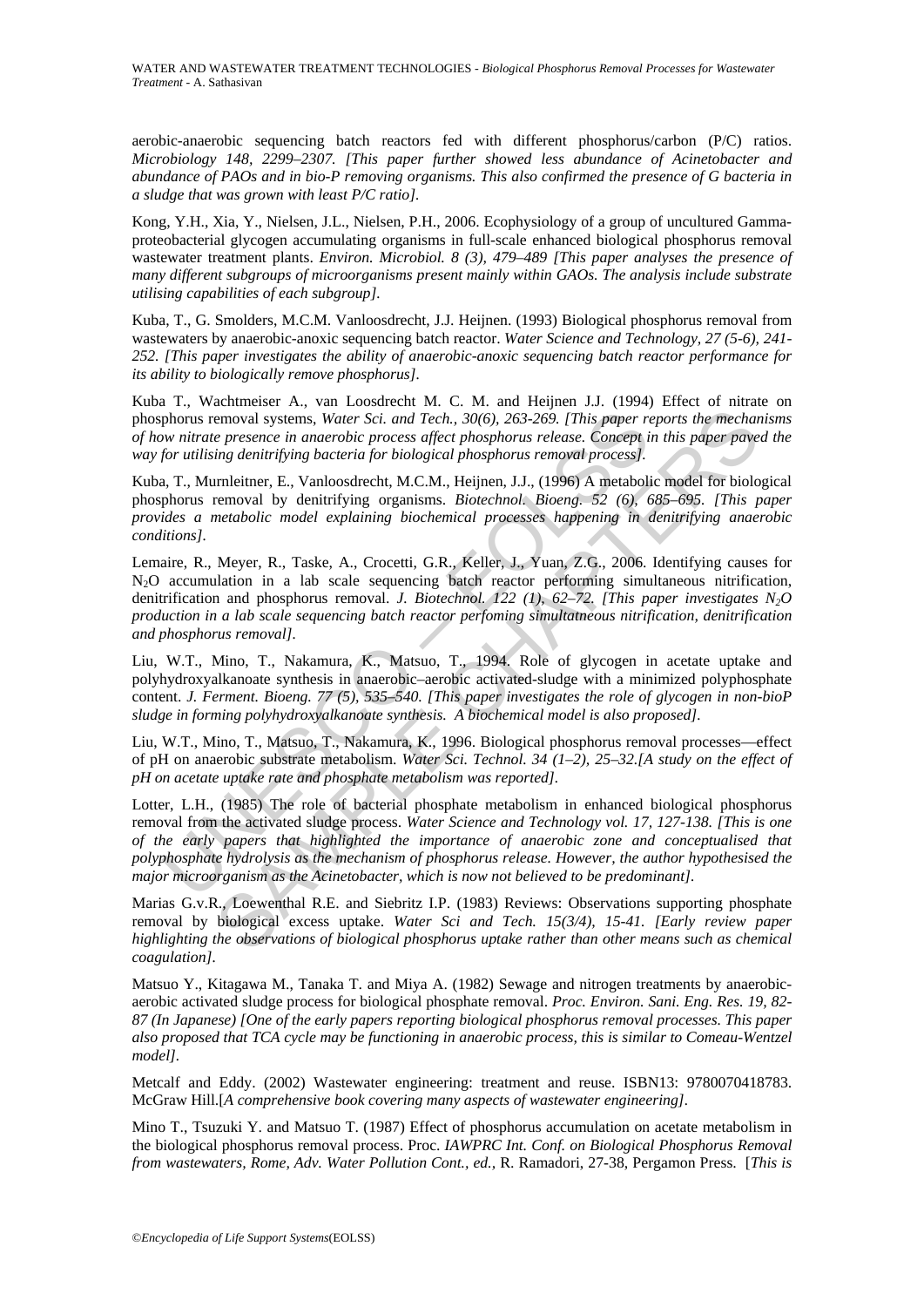aerobic-anaerobic sequencing batch reactors fed with different phosphorus/carbon (P/C) ratios. *Microbiology 148, 2299–2307. [This paper further showed less abundance of Acinetobacter and abundance of PAOs and in bio-P removing organisms. This also confirmed the presence of G bacteria in a sludge that was grown with least P/C ratio].*

Kong, Y.H., Xia, Y., Nielsen, J.L., Nielsen, P.H., 2006. Ecophysiology of a group of uncultured Gammaproteobacterial glycogen accumulating organisms in full-scale enhanced biological phosphorus removal wastewater treatment plants. *Environ. Microbiol. 8 (3), 479–489 [This paper analyses the presence of many different subgroups of microorganisms present mainly within GAOs. The analysis include substrate utilising capabilities of each subgroup].*

Kuba, T., G. Smolders, M.C.M. Vanloosdrecht, J.J. Heijnen. (1993) Biological phosphorus removal from wastewaters by anaerobic-anoxic sequencing batch reactor. *Water Science and Technology, 27 (5-6), 241-252. [This paper investigates the ability of anaerobic-anoxic sequencing batch reactor performance for its ability to biologically remove phosphorus].*

Kuba T., Wachtmeiser A., van Loosdrecht M. C. M. and Heijnen J.J. (1994) Effect of nitrate on phosphorus removal systems, *Water Sci. and Tech., 30(6), 263-269. [This paper reports the mechanisms of how nitrate presence in anaerobic process affect phosphorus release. Concept in this paper paved the way for utilising denitrifying bacteria for biological phosphorus removal process].*

Kuba, T., Murnleitner, E., Vanloosdrecht, M.C.M., Heijnen, J.J., (1996) A metabolic model for biological phosphorus removal by denitrifying organisms. *Biotechnol. Bioeng. 52 (6), 685–695. [This paper provides a metabolic model explaining biochemical processes happening in denitrifying anaerobic conditions].*

Lemaire, R., Meyer, R., Taske, A., Crocetti, G.R., Keller, J., Yuan, Z.G., 2006. Identifying causes for $N_2O$ accumulation in a lab scale sequencing batch reactor performing simultaneous nitrification, denitrification and phosphorus removal. *J. Biotechnol. 122 (1), 62–72. [This paper investigates $N_2O$ production in a lab scale sequencing batch reactor perfoming simultatneous nitrification, denitrification and phosphorus removal].*

Liu, W.T., Mino, T., Nakamura, K., Matsuo, T., 1994. Role of glycogen in acetate uptake and polyhydroxyalkanoate synthesis in anaerobic–aerobic activated-sludge with a minimized polyphosphate content. *J. Ferment. Bioeng. 77 (5), 535–540. [This paper investigates the role of glycogen in non-bioP sludge in forming polyhydroxyalkanoate synthesis. A biochemical model is also proposed].*

Liu, W.T., Mino, T., Matsuo, T., Nakamura, K., 1996. Biological phosphorus removal processes—effect of pH on anaerobic substrate metabolism. *Water Sci. Technol. 34 (1–2), 25–32.[A study on the effect of pH on acetate uptake rate and phosphate metabolism was reported].*

Lotter, L.H., (1985) The role of bacterial phosphate metabolism in enhanced biological phosphorus removal from the activated sludge process. *Water Science and Technology vol. 17, 127-138. [This is one of the early papers that highlighted the importance of anaerobic zone and conceptualised that polyphosphate hydrolysis as the mechanism of phosphorus release. However, the author hypothesised the major microorganism as the Acinetobacter, which is now not believed to be predominant].*

Marias G.v.R., Loewenthal R.E. and Siebritz I.P. (1983) Reviews: Observations supporting phosphate removal by biological excess uptake. *Water Sci and Tech. 15(3/4), 15-41. [Early review paper highlighting the observations of biological phosphorus uptake rather than other means such as chemical coagulation].*

Matsuo Y., Kitagawa M., Tanaka T. and Miya A. (1982) Sewage and nitrogen treatments by anaerobic-aerobic activated sludge process for biological phosphate removal. *Proc. Environ. Sani. Eng. Res. 19, 82-87 (In Japanese) [One of the early papers reporting biological phosphorus removal processes. This paper also proposed that TCA cycle may be functioning in anaerobic process, this is similar to Comeau-Wentzel model].*

Metcalf and Eddy. (2002) Wastewater engineering: treatment and reuse. ISBN13: 9780070418783. McGraw Hill.[*A comprehensive book covering many aspects of wastewater engineering].*

Mino T., Tsuzuki Y. and Matsuo T. (1987) Effect of phosphorus accumulation on acetate metabolism in the biological phosphorus removal process. Proc. *IAWPRC Int. Conf. on Biological Phosphorus Removal from wastewaters, Rome, Adv. Water Pollution Cont., ed.,* R. Ramadori, 27-38, Pergamon Press. [*This is*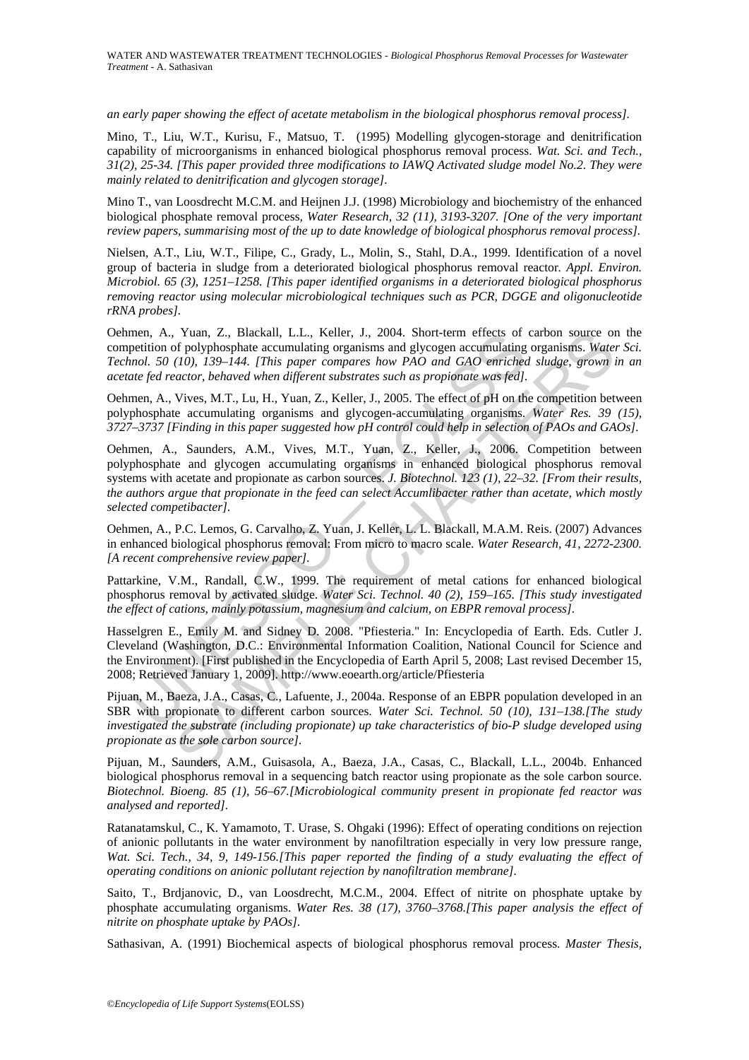*an early paper showing the effect of acetate metabolism in the biological phosphorus removal process].*

Mino, T., Liu, W.T., Kurisu, F., Matsuo, T. (1995) Modelling glycogen-storage and denitrification capability of microorganisms in enhanced biological phosphorus removal process. *Wat. Sci. and Tech., 31(2), 25-34. [This paper provided three modifications to IAWQ Activated sludge model No.2. They were mainly related to denitrification and glycogen storage].*

Mino T., van Loosdrecht M.C.M. and Heijnen J.J. (1998) Microbiology and biochemistry of the enhanced biological phosphate removal process, *Water Research, 32 (11), 3193-3207. [One of the very important review papers, summarising most of the up to date knowledge of biological phosphorus removal process].*

Nielsen, A.T., Liu, W.T., Filipe, C., Grady, L., Molin, S., Stahl, D.A., 1999. Identification of a novel group of bacteria in sludge from a deteriorated biological phosphorus removal reactor. *Appl. Environ. Microbiol. 65 (3), 1251–1258. [This paper identified organisms in a deteriorated biological phosphorus removing reactor using molecular microbiological techniques such as PCR, DGGE and oligonucleotide rRNA probes].*

Oehmen, A., Yuan, Z., Blackall, L.L., Keller, J., 2004. Short-term effects of carbon source on the competition of polyphosphate accumulating organisms and glycogen accumulating organisms. *Water Sci. Technol. 50 (10), 139–144. [This paper compares how PAO and GAO enriched sludge, grown in an acetate fed reactor, behaved when different substrates such as propionate was fed].*

Oehmen, A., Vives, M.T., Lu, H., Yuan, Z., Keller, J., 2005. The effect of pH on the competition between polyphosphate accumulating organisms and glycogen-accumulating organisms. *Water Res. 39 (15), 3727–3737 [Finding in this paper suggested how pH control could help in selection of PAOs and GAOs].*

Oehmen, A., Saunders, A.M., Vives, M.T., Yuan, Z., Keller, J., 2006. Competition between polyphosphate and glycogen accumulating organisms in enhanced biological phosphorus removal systems with acetate and propionate as carbon sources. *J. Biotechnol. 123 (1), 22–32. [From their results, the authors argue that propionate in the feed can select Accumlibacter rather than acetate, which mostly selected competibacter].*

Oehmen, A., P.C. Lemos, G. Carvalho, Z. Yuan, J. Keller, L. L. Blackall, M.A.M. Reis. (2007) Advances in enhanced biological phosphorus removal: From micro to macro scale. *Water Research, 41, 2272-2300. [A recent comprehensive review paper].*

Pattarkine, V.M., Randall, C.W., 1999. The requirement of metal cations for enhanced biological phosphorus removal by activated sludge. *Water Sci. Technol. 40 (2), 159–165. [This study investigated the effect of cations, mainly potassium, magnesium and calcium, on EBPR removal process].*

Hasselgren E., Emily M. and Sidney D. 2008. "Pfiesteria." In: Encyclopedia of Earth. Eds. Cutler J. Cleveland (Washington, D.C.: Environmental Information Coalition, National Council for Science and the Environment). [First published in the Encyclopedia of Earth April 5, 2008; Last revised December 15, 2008; Retrieved January 1, 2009]. http://www.eoearth.org/article/Pfiesteria

Pijuan, M., Baeza, J.A., Casas, C., Lafuente, J., 2004a. Response of an EBPR population developed in an SBR with propionate to different carbon sources. *Water Sci. Technol. 50 (10), 131–138.[The study investigated the substrate (including propionate) up take characteristics of bio-P sludge developed using propionate as the sole carbon source].*

Pijuan, M., Saunders, A.M., Guisasola, A., Baeza, J.A., Casas, C., Blackall, L.L., 2004b. Enhanced biological phosphorus removal in a sequencing batch reactor using propionate as the sole carbon source. *Biotechnol. Bioeng. 85 (1), 56–67.[Microbiological community present in propionate fed reactor was analysed and reported].*

Ratanatamskul, C., K. Yamamoto, T. Urase, S. Ohgaki (1996): Effect of operating conditions on rejection of anionic pollutants in the water environment by nanofiltration especially in very low pressure range, *Wat. Sci. Tech., 34, 9, 149-156.[This paper reported the finding of a study evaluating the effect of operating conditions on anionic pollutant rejection by nanofiltration membrane].*

Saito, T., Brdjanovic, D., van Loosdrecht, M.C.M., 2004. Effect of nitrite on phosphate uptake by phosphate accumulating organisms. *Water Res. 38 (17), 3760–3768.[This paper analysis the effect of nitrite on phosphate uptake by PAOs].*

Sathasivan, A. (1991) Biochemical aspects of biological phosphorus removal process. *Master Thesis,*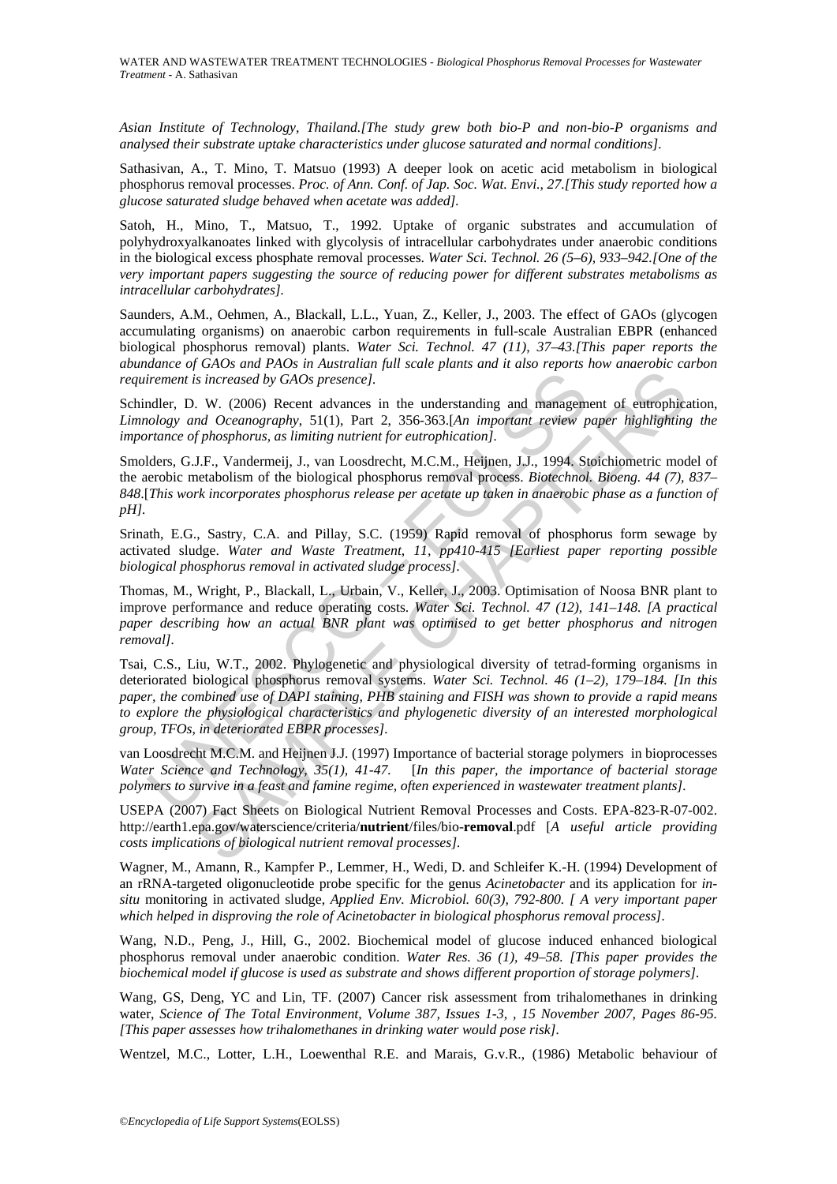*Asian Institute of Technology, Thailand.[The study grew both bio-P and non-bio-P organisms and analysed their substrate uptake characteristics under glucose saturated and normal conditions].*

Sathasivan, A., T. Mino, T. Matsuo (1993) A deeper look on acetic acid metabolism in biological phosphorus removal processes. *Proc. of Ann. Conf. of Jap. Soc. Wat. Envi., 27.[This study reported how a glucose saturated sludge behaved when acetate was added].*

Satoh, H., Mino, T., Matsuo, T., 1992. Uptake of organic substrates and accumulation of polyhydroxyalkanoates linked with glycolysis of intracellular carbohydrates under anaerobic conditions in the biological excess phosphate removal processes. *Water Sci. Technol. 26 (5–6), 933–942.[One of the very important papers suggesting the source of reducing power for different substrates metabolisms as intracellular carbohydrates].*

Saunders, A.M., Oehmen, A., Blackall, L.L., Yuan, Z., Keller, J., 2003. The effect of GAOs (glycogen accumulating organisms) on anaerobic carbon requirements in full-scale Australian EBPR (enhanced biological phosphorus removal) plants. *Water Sci. Technol. 47 (11), 37–43.[This paper reports the abundance of GAOs and PAOs in Australian full scale plants and it also reports how anaerobic carbon requirement is increased by GAOs presence].*

Schindler, D. W. (2006) Recent advances in the understanding and management of eutrophication, *Limnology and Oceanography,* 51(1), Part 2, 356-363.[*An important review paper highlighting the importance of phosphorus, as limiting nutrient for eutrophication].*

Smolders, G.J.F., Vandermeij, J., van Loosdrecht, M.C.M., Heijnen, J.J., 1994. Stoichiometric model of the aerobic metabolism of the biological phosphorus removal process. *Biotechnol. Bioeng. 44 (7), 837–848*.[*This work incorporates phosphorus release per acetate up taken in anaerobic phase as a function of pH].*

Srinath, E.G., Sastry, C.A. and Pillay, S.C. (1959) Rapid removal of phosphorus form sewage by activated sludge. *Water and Waste Treatment, 11, pp410-415 [Earliest paper reporting possible biological phosphorus removal in activated sludge process].*

Thomas, M., Wright, P., Blackall, L., Urbain, V., Keller, J., 2003. Optimisation of Noosa BNR plant to improve performance and reduce operating costs. *Water Sci. Technol. 47 (12), 141–148. [A practical paper describing how an actual BNR plant was optimised to get better phosphorus and nitrogen removal].*

Tsai, C.S., Liu, W.T., 2002. Phylogenetic and physiological diversity of tetrad-forming organisms in deteriorated biological phosphorus removal systems. *Water Sci. Technol. 46 (1–2), 179–184. [In this paper, the combined use of DAPI staining, PHB staining and FISH was shown to provide a rapid means to explore the physiological characteristics and phylogenetic diversity of an interested morphological group, TFOs, in deteriorated EBPR processes].*

van Loosdrecht M.C.M. and Heijnen J.J. (1997) Importance of bacterial storage polymers in bioprocesses *Water Science and Technology, 35(1), 41-47.* [*In this paper, the importance of bacterial storage polymers to survive in a feast and famine regime, often experienced in wastewater treatment plants].*

USEPA (2007) Fact Sheets on Biological Nutrient Removal Processes and Costs. EPA-823-R-07-002. http://earth1.epa.gov/waterscience/criteria/**nutrient**/files/bio-**removal**.pdf [*A useful article providing costs implications of biological nutrient removal processes].*

Wagner, M., Amann, R., Kampfer P., Lemmer, H., Wedi, D. and Schleifer K.-H. (1994) Development of an rRNA-targeted oligonucleotide probe specific for the genus *Acinetobacter* and its application for *in-situ* monitoring in activated sludge, *Applied Env. Microbiol. 60(3), 792-800. [ A very important paper which helped in disproving the role of Acinetobacter in biological phosphorus removal process].*

Wang, N.D., Peng, J., Hill, G., 2002. Biochemical model of glucose induced enhanced biological phosphorus removal under anaerobic condition. *Water Res. 36 (1), 49–58. [This paper provides the biochemical model if glucose is used as substrate and shows different proportion of storage polymers].*

Wang, GS, Deng, YC and Lin, TF. (2007) Cancer risk assessment from trihalomethanes in drinking water, *Science of The Total Environment, Volume 387, Issues 1-3, , 15 November 2007, Pages 86-95. [This paper assesses how trihalomethanes in drinking water would pose risk].*

Wentzel, M.C., Lotter, L.H., Loewenthal R.E. and Marais, G.v.R., (1986) Metabolic behaviour of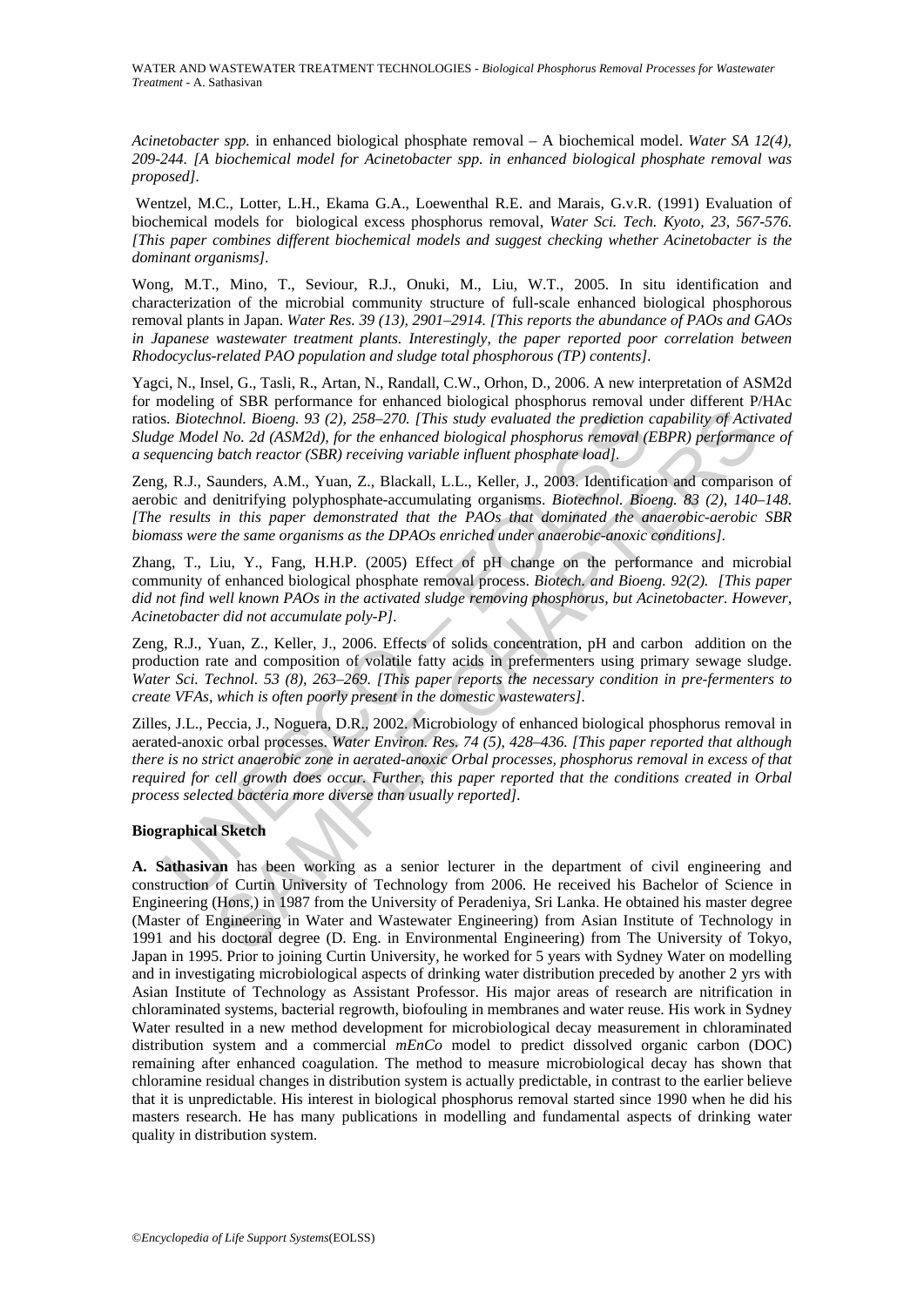*Acinetobacter spp.* in enhanced biological phosphate removal – A biochemical model. *Water SA 12(4), 209-244. [A biochemical model for Acinetobacter spp. in enhanced biological phosphate removal was proposed].*

Wentzel, M.C., Lotter, L.H., Ekama G.A., Loewenthal R.E. and Marais, G.v.R. (1991) Evaluation of biochemical models for biological excess phosphorus removal, *Water Sci. Tech. Kyoto, 23, 567-576. [This paper combines different biochemical models and suggest checking whether Acinetobacter is the dominant organisms].*

Wong, M.T., Mino, T., Seviour, R.J., Onuki, M., Liu, W.T., 2005. In situ identification and characterization of the microbial community structure of full-scale enhanced biological phosphorous removal plants in Japan. *Water Res. 39 (13), 2901–2914. [This reports the abundance of PAOs and GAOs in Japanese wastewater treatment plants. Interestingly, the paper reported poor correlation between Rhodocyclus-related PAO population and sludge total phosphorous (TP) contents].*

Yagci, N., Insel, G., Tasli, R., Artan, N., Randall, C.W., Orhon, D., 2006. A new interpretation of ASM2d for modeling of SBR performance for enhanced biological phosphorus removal under different P/HAc ratios. *Biotechnol. Bioeng. 93 (2), 258–270. [This study evaluated the prediction capability of Activated Sludge Model No. 2d (ASM2d), for the enhanced biological phosphorus removal (EBPR) performance of a sequencing batch reactor (SBR) receiving variable influent phosphate load].*

Zeng, R.J., Saunders, A.M., Yuan, Z., Blackall, L.L., Keller, J., 2003. Identification and comparison of aerobic and denitrifying polyphosphate-accumulating organisms. *Biotechnol. Bioeng. 83 (2), 140–148. [The results in this paper demonstrated that the PAOs that dominated the anaerobic-aerobic SBR biomass were the same organisms as the DPAOs enriched under anaerobic-anoxic conditions].*

Zhang, T., Liu, Y., Fang, H.H.P. (2005) Effect of pH change on the performance and microbial community of enhanced biological phosphate removal process. *Biotech. and Bioeng. 92(2). [This paper did not find well known PAOs in the activated sludge removing phosphorus, but Acinetobacter. However, Acinetobacter did not accumulate poly-P].*

Zeng, R.J., Yuan, Z., Keller, J., 2006. Effects of solids concentration, pH and carbon addition on the production rate and composition of volatile fatty acids in prefermenters using primary sewage sludge. *Water Sci. Technol. 53 (8), 263–269. [This paper reports the necessary condition in pre-fermenters to create VFAs, which is often poorly present in the domestic wastewaters].*

Zilles, J.L., Peccia, J., Noguera, D.R., 2002. Microbiology of enhanced biological phosphorus removal in aerated-anoxic orbal processes. *Water Environ. Res. 74 (5), 428–436. [This paper reported that although there is no strict anaerobic zone in aerated-anoxic Orbal processes, phosphorus removal in excess of that required for cell growth does occur. Further, this paper reported that the conditions created in Orbal process selected bacteria more diverse than usually reported].*

**Biographical Sketch**

**A. Sathasivan** has been working as a senior lecturer in the department of civil engineering and construction of Curtin University of Technology from 2006. He received his Bachelor of Science in Engineering (Hons,) in 1987 from the University of Peradeniya, Sri Lanka. He obtained his master degree (Master of Engineering in Water and Wastewater Engineering) from Asian Institute of Technology in 1991 and his doctoral degree (D. Eng. in Environmental Engineering) from The University of Tokyo, Japan in 1995. Prior to joining Curtin University, he worked for 5 years with Sydney Water on modelling and in investigating microbiological aspects of drinking water distribution preceded by another 2 yrs with Asian Institute of Technology as Assistant Professor. His major areas of research are nitrification in chloraminated systems, bacterial regrowth, biofouling in membranes and water reuse. His work in Sydney Water resulted in a new method development for microbiological decay measurement in chloraminated distribution system and a commercial *mEnCo* model to predict dissolved organic carbon (DOC) remaining after enhanced coagulation. The method to measure microbiological decay has shown that chloramine residual changes in distribution system is actually predictable, in contrast to the earlier believe that it is unpredictable. His interest in biological phosphorus removal started since 1990 when he did his masters research. He has many publications in modelling and fundamental aspects of drinking water quality in distribution system.